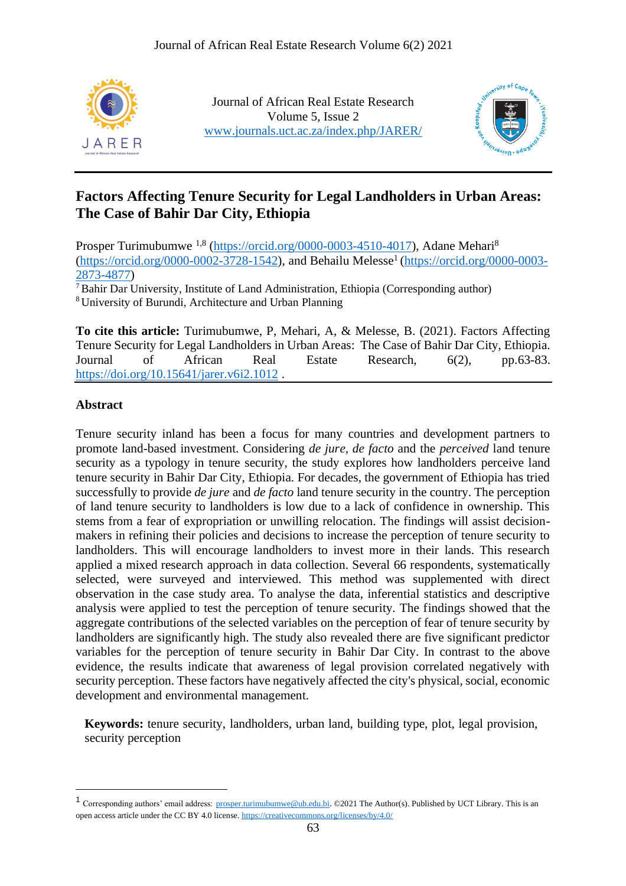Journal of African Real Estate Research
Volume 5, Issue 2
www.journals.uct.ac.za/index.php/JARER/

# Factors Affecting Tenure Security for Legal Landholders in Urban Areas: The Case of Bahir Dar City, Ethiopia

Prosper Turimubumwe [1,8] (https://orcid.org/0000-0003-4510-4017), Adane Mehari[8] (https://orcid.org/0000-0002-3728-1542), and Behailu Melesse[1] (https://orcid.org/0000-0003-2873-4877)

[7] Bahir Dar University, Institute of Land Administration, Ethiopia (Corresponding author)
[8] University of Burundi, Architecture and Urban Planning

**To cite this article:** Turimubumwe, P, Mehari, A, & Melesse, B. (2021). Factors Affecting Tenure Security for Legal Landholders in Urban Areas: The Case of Bahir Dar City, Ethiopia. Journal of African Real Estate Research, 6(2), pp.63-83. https://doi.org/10.15641/jarer.v6i2.1012 .

## Abstract

Tenure security inland has been a focus for many countries and development partners to promote land-based investment. Considering *de jure*, *de facto* and the *perceived* land tenure security as a typology in tenure security, the study explores how landholders perceive land tenure security in Bahir Dar City, Ethiopia. For decades, the government of Ethiopia has tried successfully to provide *de jure* and *de facto* land tenure security in the country. The perception of land tenure security to landholders is low due to a lack of confidence in ownership. This stems from a fear of expropriation or unwilling relocation. The findings will assist decision-makers in refining their policies and decisions to increase the perception of tenure security to landholders. This will encourage landholders to invest more in their lands. This research applied a mixed research approach in data collection. Several 66 respondents, systematically selected, were surveyed and interviewed. This method was supplemented with direct observation in the case study area. To analyse the data, inferential statistics and descriptive analysis were applied to test the perception of tenure security. The findings showed that the aggregate contributions of the selected variables on the perception of fear of tenure security by landholders are significantly high. The study also revealed there are five significant predictor variables for the perception of tenure security in Bahir Dar City. In contrast to the above evidence, the results indicate that awareness of legal provision correlated negatively with security perception. These factors have negatively affected the city's physical, social, economic development and environmental management.

**Keywords:** tenure security, landholders, urban land, building type, plot, legal provision, security perception

[1] Corresponding authors' email address: prosper.turimubumwe@ub.edu.bi. ©2021 The Author(s). Published by UCT Library. This is an open access article under the CC BY 4.0 license. https://creativecommons.org/licenses/by/4.0/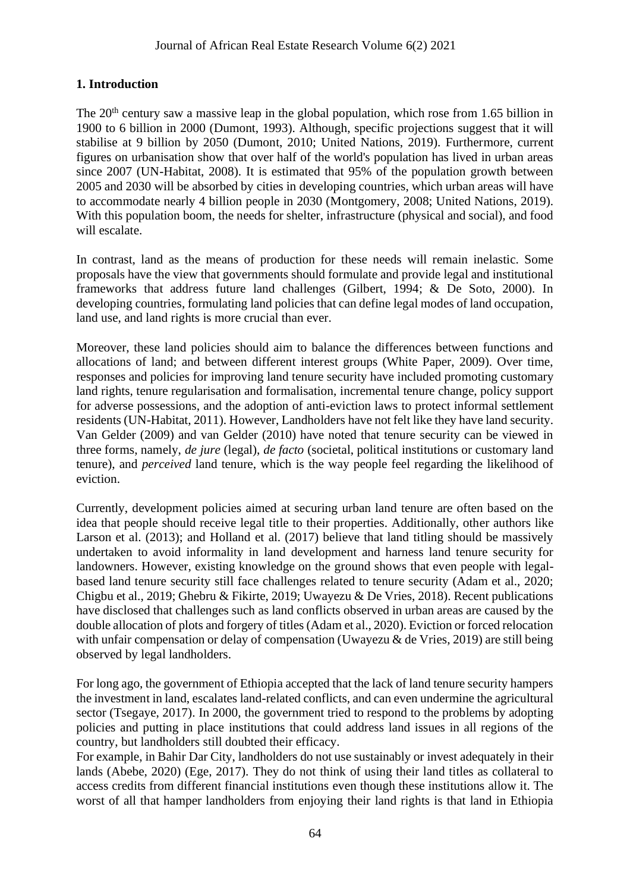## 1. Introduction

The 20th century saw a massive leap in the global population, which rose from 1.65 billion in 1900 to 6 billion in 2000 (Dumont, 1993). Although, specific projections suggest that it will stabilise at 9 billion by 2050 (Dumont, 2010; United Nations, 2019). Furthermore, current figures on urbanisation show that over half of the world's population has lived in urban areas since 2007 (UN-Habitat, 2008). It is estimated that 95% of the population growth between 2005 and 2030 will be absorbed by cities in developing countries, which urban areas will have to accommodate nearly 4 billion people in 2030 (Montgomery, 2008; United Nations, 2019). With this population boom, the needs for shelter, infrastructure (physical and social), and food will escalate.

In contrast, land as the means of production for these needs will remain inelastic. Some proposals have the view that governments should formulate and provide legal and institutional frameworks that address future land challenges (Gilbert, 1994; & De Soto, 2000). In developing countries, formulating land policies that can define legal modes of land occupation, land use, and land rights is more crucial than ever.

Moreover, these land policies should aim to balance the differences between functions and allocations of land; and between different interest groups (White Paper, 2009). Over time, responses and policies for improving land tenure security have included promoting customary land rights, tenure regularisation and formalisation, incremental tenure change, policy support for adverse possessions, and the adoption of anti-eviction laws to protect informal settlement residents (UN-Habitat, 2011). However, Landholders have not felt like they have land security. Van Gelder (2009) and van Gelder (2010) have noted that tenure security can be viewed in three forms, namely, *de jure* (legal), *de facto* (societal, political institutions or customary land tenure), and *perceived* land tenure, which is the way people feel regarding the likelihood of eviction.

Currently, development policies aimed at securing urban land tenure are often based on the idea that people should receive legal title to their properties. Additionally, other authors like Larson et al. (2013); and Holland et al. (2017) believe that land titling should be massively undertaken to avoid informality in land development and harness land tenure security for landowners. However, existing knowledge on the ground shows that even people with legal-based land tenure security still face challenges related to tenure security (Adam et al., 2020; Chigbu et al., 2019; Ghebru & Fikirte, 2019; Uwayezu & De Vries, 2018). Recent publications have disclosed that challenges such as land conflicts observed in urban areas are caused by the double allocation of plots and forgery of titles (Adam et al., 2020). Eviction or forced relocation with unfair compensation or delay of compensation (Uwayezu & de Vries, 2019) are still being observed by legal landholders.

For long ago, the government of Ethiopia accepted that the lack of land tenure security hampers the investment in land, escalates land-related conflicts, and can even undermine the agricultural sector (Tsegaye, 2017). In 2000, the government tried to respond to the problems by adopting policies and putting in place institutions that could address land issues in all regions of the country, but landholders still doubted their efficacy.

For example, in Bahir Dar City, landholders do not use sustainably or invest adequately in their lands (Abebe, 2020) (Ege, 2017). They do not think of using their land titles as collateral to access credits from different financial institutions even though these institutions allow it. The worst of all that hamper landholders from enjoying their land rights is that land in Ethiopia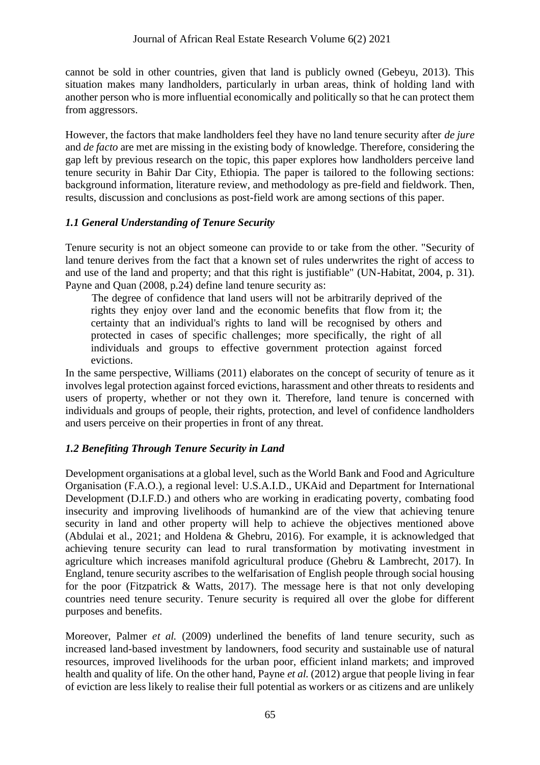cannot be sold in other countries, given that land is publicly owned (Gebeyu, 2013). This situation makes many landholders, particularly in urban areas, think of holding land with another person who is more influential economically and politically so that he can protect them from aggressors.

However, the factors that make landholders feel they have no land tenure security after *de jure* and *de facto* are met are missing in the existing body of knowledge. Therefore, considering the gap left by previous research on the topic, this paper explores how landholders perceive land tenure security in Bahir Dar City, Ethiopia. The paper is tailored to the following sections: background information, literature review, and methodology as pre-field and fieldwork. Then, results, discussion and conclusions as post-field work are among sections of this paper.

### *1.1 General Understanding of Tenure Security*

Tenure security is not an object someone can provide to or take from the other. "Security of land tenure derives from the fact that a known set of rules underwrites the right of access to and use of the land and property; and that this right is justifiable" (UN-Habitat, 2004, p. 31). Payne and Quan (2008, p.24) define land tenure security as:

> The degree of confidence that land users will not be arbitrarily deprived of the rights they enjoy over land and the economic benefits that flow from it; the certainty that an individual's rights to land will be recognised by others and protected in cases of specific challenges; more specifically, the right of all individuals and groups to effective government protection against forced evictions.

In the same perspective, Williams (2011) elaborates on the concept of security of tenure as it involves legal protection against forced evictions, harassment and other threats to residents and users of property, whether or not they own it. Therefore, land tenure is concerned with individuals and groups of people, their rights, protection, and level of confidence landholders and users perceive on their properties in front of any threat.

### *1.2 Benefiting Through Tenure Security in Land*

Development organisations at a global level, such as the World Bank and Food and Agriculture Organisation (F.A.O.), a regional level: U.S.A.I.D., UKAid and Department for International Development (D.I.F.D.) and others who are working in eradicating poverty, combating food insecurity and improving livelihoods of humankind are of the view that achieving tenure security in land and other property will help to achieve the objectives mentioned above (Abdulai et al., 2021; and Holdena & Ghebru, 2016). For example, it is acknowledged that achieving tenure security can lead to rural transformation by motivating investment in agriculture which increases manifold agricultural produce (Ghebru & Lambrecht, 2017). In England, tenure security ascribes to the welfarisation of English people through social housing for the poor (Fitzpatrick & Watts, 2017). The message here is that not only developing countries need tenure security. Tenure security is required all over the globe for different purposes and benefits.

Moreover, Palmer *et al.* (2009) underlined the benefits of land tenure security, such as increased land-based investment by landowners, food security and sustainable use of natural resources, improved livelihoods for the urban poor, efficient inland markets; and improved health and quality of life. On the other hand, Payne *et al.* (2012) argue that people living in fear of eviction are less likely to realise their full potential as workers or as citizens and are unlikely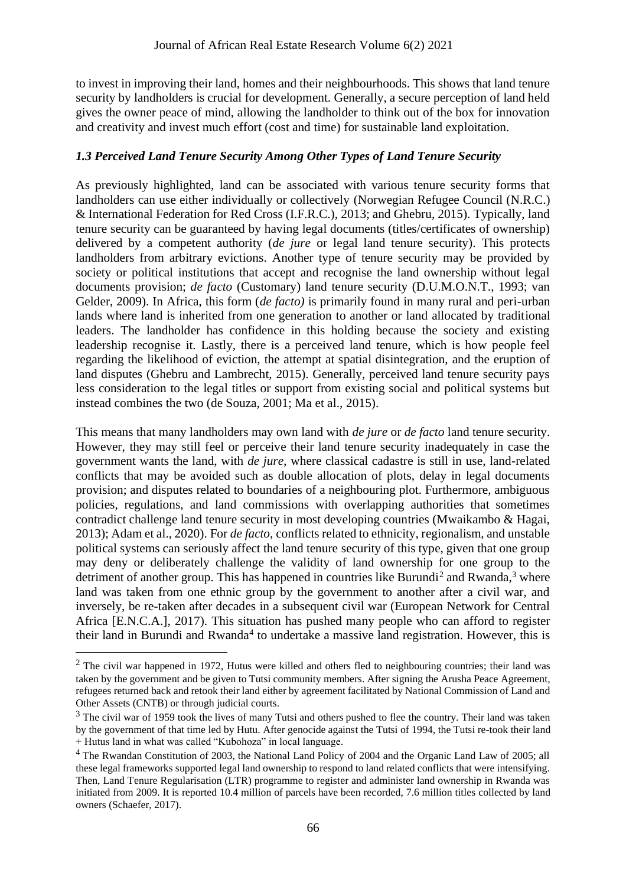to invest in improving their land, homes and their neighbourhoods. This shows that land tenure security by landholders is crucial for development. Generally, a secure perception of land held gives the owner peace of mind, allowing the landholder to think out of the box for innovation and creativity and invest much effort (cost and time) for sustainable land exploitation.

### *1.3 Perceived Land Tenure Security Among Other Types of Land Tenure Security*

As previously highlighted, land can be associated with various tenure security forms that landholders can use either individually or collectively (Norwegian Refugee Council (N.R.C.) & International Federation for Red Cross (I.F.R.C.), 2013; and Ghebru, 2015). Typically, land tenure security can be guaranteed by having legal documents (titles/certificates of ownership) delivered by a competent authority (*de jure* or legal land tenure security). This protects landholders from arbitrary evictions. Another type of tenure security may be provided by society or political institutions that accept and recognise the land ownership without legal documents provision; *de facto* (Customary) land tenure security (D.U.M.O.N.T., 1993; van Gelder, 2009). In Africa, this form (*de facto)* is primarily found in many rural and peri-urban lands where land is inherited from one generation to another or land allocated by traditional leaders. The landholder has confidence in this holding because the society and existing leadership recognise it. Lastly, there is a perceived land tenure, which is how people feel regarding the likelihood of eviction, the attempt at spatial disintegration, and the eruption of land disputes (Ghebru and Lambrecht, 2015). Generally, perceived land tenure security pays less consideration to the legal titles or support from existing social and political systems but instead combines the two (de Souza, 2001; Ma et al., 2015).

This means that many landholders may own land with *de jure* or *de facto* land tenure security. However, they may still feel or perceive their land tenure security inadequately in case the government wants the land, with *de jure*, where classical cadastre is still in use, land-related conflicts that may be avoided such as double allocation of plots, delay in legal documents provision; and disputes related to boundaries of a neighbouring plot. Furthermore, ambiguous policies, regulations, and land commissions with overlapping authorities that sometimes contradict challenge land tenure security in most developing countries (Mwaikambo & Hagai, 2013); Adam et al., 2020). For *de facto*, conflicts related to ethnicity, regionalism, and unstable political systems can seriously affect the land tenure security of this type, given that one group may deny or deliberately challenge the validity of land ownership for one group to the detriment of another group. This has happened in countries like Burundi[2] and Rwanda,[3] where land was taken from one ethnic group by the government to another after a civil war, and inversely, be re-taken after decades in a subsequent civil war (European Network for Central Africa [E.N.C.A.], 2017). This situation has pushed many people who can afford to register their land in Burundi and Rwanda[4] to undertake a massive land registration. However, this is

---

[2] The civil war happened in 1972, Hutus were killed and others fled to neighbouring countries; their land was taken by the government and be given to Tutsi community members. After signing the Arusha Peace Agreement, refugees returned back and retook their land either by agreement facilitated by National Commission of Land and Other Assets (CNTB) or through judicial courts.

[3] The civil war of 1959 took the lives of many Tutsi and others pushed to flee the country. Their land was taken by the government of that time led by Hutu. After genocide against the Tutsi of 1994, the Tutsi re-took their land + Hutus land in what was called "Kubohoza" in local language.

[4] The Rwandan Constitution of 2003, the National Land Policy of 2004 and the Organic Land Law of 2005; all these legal frameworks supported legal land ownership to respond to land related conflicts that were intensifying. Then, Land Tenure Regularisation (LTR) programme to register and administer land ownership in Rwanda was initiated from 2009. It is reported 10.4 million of parcels have been recorded, 7.6 million titles collected by land owners (Schaefer, 2017).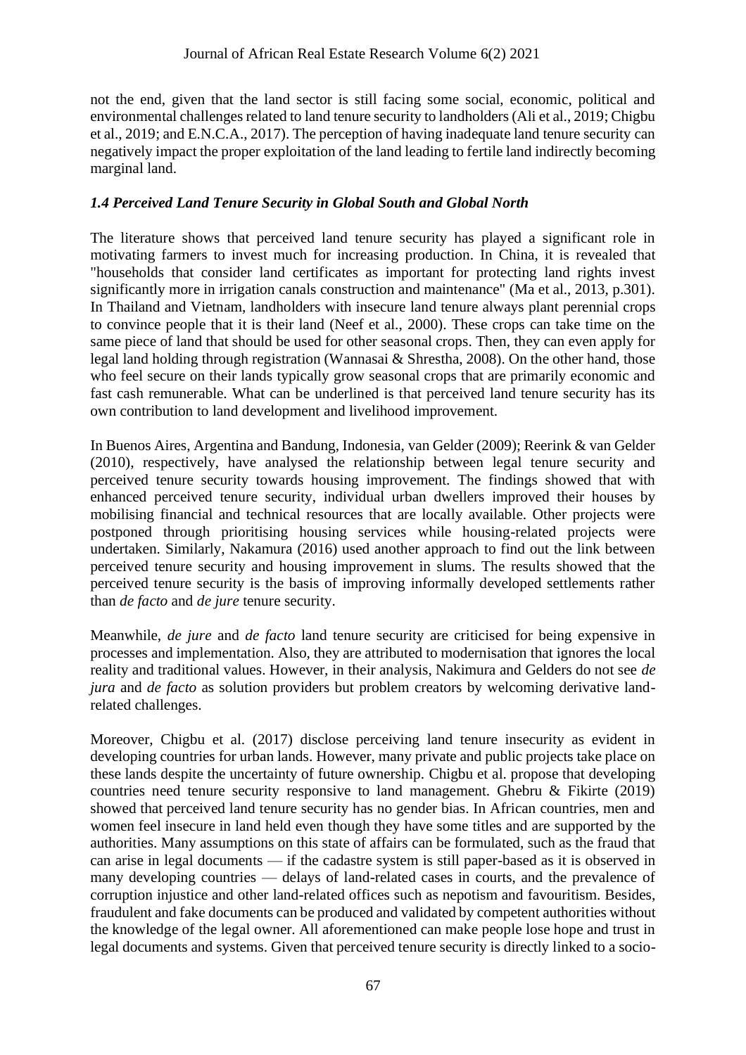not the end, given that the land sector is still facing some social, economic, political and environmental challenges related to land tenure security to landholders (Ali et al., 2019; Chigbu et al., 2019; and E.N.C.A., 2017). The perception of having inadequate land tenure security can negatively impact the proper exploitation of the land leading to fertile land indirectly becoming marginal land.

### *1.4 Perceived Land Tenure Security in Global South and Global North*

The literature shows that perceived land tenure security has played a significant role in motivating farmers to invest much for increasing production. In China, it is revealed that "households that consider land certificates as important for protecting land rights invest significantly more in irrigation canals construction and maintenance" (Ma et al., 2013, p.301). In Thailand and Vietnam, landholders with insecure land tenure always plant perennial crops to convince people that it is their land (Neef et al., 2000). These crops can take time on the same piece of land that should be used for other seasonal crops. Then, they can even apply for legal land holding through registration (Wannasai & Shrestha, 2008). On the other hand, those who feel secure on their lands typically grow seasonal crops that are primarily economic and fast cash remunerable. What can be underlined is that perceived land tenure security has its own contribution to land development and livelihood improvement.

In Buenos Aires, Argentina and Bandung, Indonesia, van Gelder (2009); Reerink & van Gelder (2010), respectively, have analysed the relationship between legal tenure security and perceived tenure security towards housing improvement. The findings showed that with enhanced perceived tenure security, individual urban dwellers improved their houses by mobilising financial and technical resources that are locally available. Other projects were postponed through prioritising housing services while housing-related projects were undertaken. Similarly, Nakamura (2016) used another approach to find out the link between perceived tenure security and housing improvement in slums. The results showed that the perceived tenure security is the basis of improving informally developed settlements rather than *de facto* and *de jure* tenure security.

Meanwhile, *de jure* and *de facto* land tenure security are criticised for being expensive in processes and implementation. Also, they are attributed to modernisation that ignores the local reality and traditional values. However, in their analysis, Nakimura and Gelders do not see *de jura* and *de facto* as solution providers but problem creators by welcoming derivative land-related challenges.

Moreover, Chigbu et al. (2017) disclose perceiving land tenure insecurity as evident in developing countries for urban lands. However, many private and public projects take place on these lands despite the uncertainty of future ownership. Chigbu et al. propose that developing countries need tenure security responsive to land management. Ghebru & Fikirte (2019) showed that perceived land tenure security has no gender bias. In African countries, men and women feel insecure in land held even though they have some titles and are supported by the authorities. Many assumptions on this state of affairs can be formulated, such as the fraud that can arise in legal documents — if the cadastre system is still paper-based as it is observed in many developing countries — delays of land-related cases in courts, and the prevalence of corruption injustice and other land-related offices such as nepotism and favouritism. Besides, fraudulent and fake documents can be produced and validated by competent authorities without the knowledge of the legal owner. All aforementioned can make people lose hope and trust in legal documents and systems. Given that perceived tenure security is directly linked to a socio-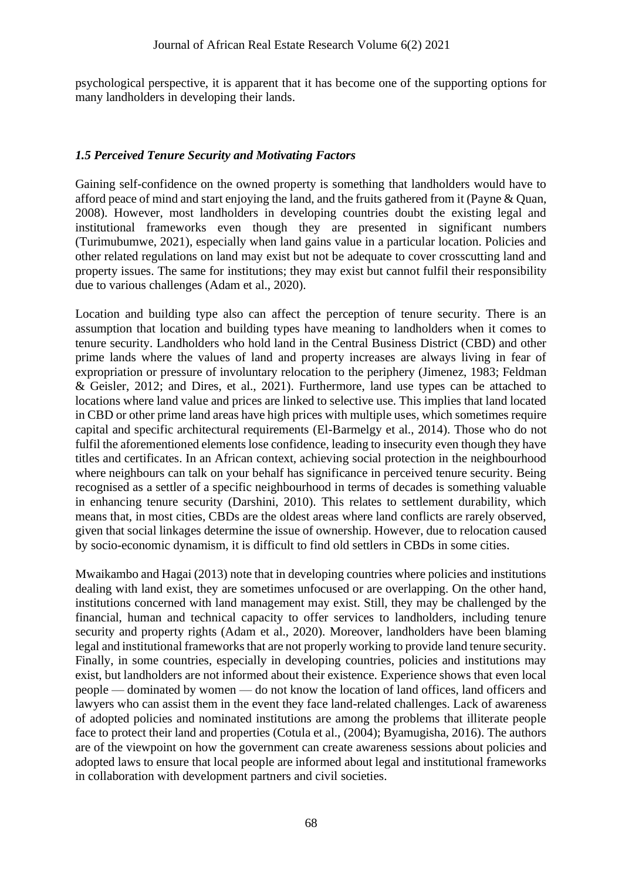psychological perspective, it is apparent that it has become one of the supporting options for many landholders in developing their lands.

### *1.5 Perceived Tenure Security and Motivating Factors*

Gaining self-confidence on the owned property is something that landholders would have to afford peace of mind and start enjoying the land, and the fruits gathered from it (Payne & Quan, 2008). However, most landholders in developing countries doubt the existing legal and institutional frameworks even though they are presented in significant numbers (Turimubumwe, 2021), especially when land gains value in a particular location. Policies and other related regulations on land may exist but not be adequate to cover crosscutting land and property issues. The same for institutions; they may exist but cannot fulfil their responsibility due to various challenges (Adam et al., 2020).

Location and building type also can affect the perception of tenure security. There is an assumption that location and building types have meaning to landholders when it comes to tenure security. Landholders who hold land in the Central Business District (CBD) and other prime lands where the values of land and property increases are always living in fear of expropriation or pressure of involuntary relocation to the periphery (Jimenez, 1983; Feldman & Geisler, 2012; and Dires, et al., 2021). Furthermore, land use types can be attached to locations where land value and prices are linked to selective use. This implies that land located in CBD or other prime land areas have high prices with multiple uses, which sometimes require capital and specific architectural requirements (El-Barmelgy et al., 2014). Those who do not fulfil the aforementioned elements lose confidence, leading to insecurity even though they have titles and certificates. In an African context, achieving social protection in the neighbourhood where neighbours can talk on your behalf has significance in perceived tenure security. Being recognised as a settler of a specific neighbourhood in terms of decades is something valuable in enhancing tenure security (Darshini, 2010). This relates to settlement durability, which means that, in most cities, CBDs are the oldest areas where land conflicts are rarely observed, given that social linkages determine the issue of ownership. However, due to relocation caused by socio-economic dynamism, it is difficult to find old settlers in CBDs in some cities.

Mwaikambo and Hagai (2013) note that in developing countries where policies and institutions dealing with land exist, they are sometimes unfocused or are overlapping. On the other hand, institutions concerned with land management may exist. Still, they may be challenged by the financial, human and technical capacity to offer services to landholders, including tenure security and property rights (Adam et al., 2020). Moreover, landholders have been blaming legal and institutional frameworks that are not properly working to provide land tenure security. Finally, in some countries, especially in developing countries, policies and institutions may exist, but landholders are not informed about their existence. Experience shows that even local people — dominated by women — do not know the location of land offices, land officers and lawyers who can assist them in the event they face land-related challenges. Lack of awareness of adopted policies and nominated institutions are among the problems that illiterate people face to protect their land and properties (Cotula et al., (2004); Byamugisha, 2016). The authors are of the viewpoint on how the government can create awareness sessions about policies and adopted laws to ensure that local people are informed about legal and institutional frameworks in collaboration with development partners and civil societies.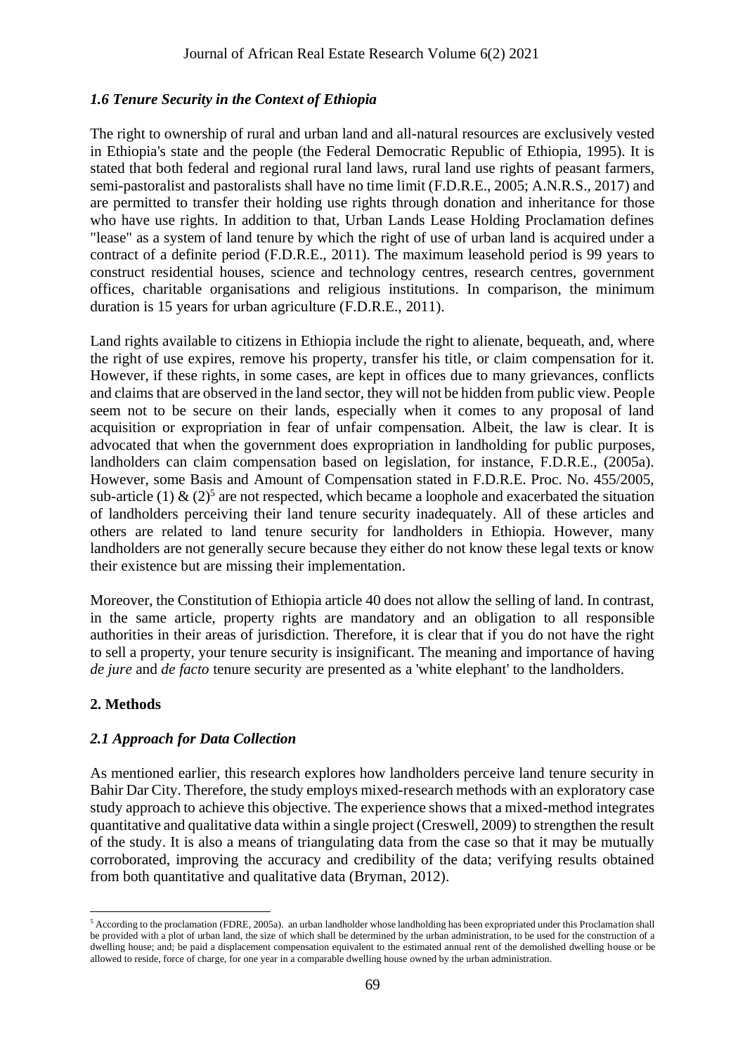### *1.6 Tenure Security in the Context of Ethiopia*

The right to ownership of rural and urban land and all-natural resources are exclusively vested in Ethiopia's state and the people (the Federal Democratic Republic of Ethiopia, 1995). It is stated that both federal and regional rural land laws, rural land use rights of peasant farmers, semi-pastoralist and pastoralists shall have no time limit (F.D.R.E., 2005; A.N.R.S., 2017) and are permitted to transfer their holding use rights through donation and inheritance for those who have use rights. In addition to that, Urban Lands Lease Holding Proclamation defines "lease" as a system of land tenure by which the right of use of urban land is acquired under a contract of a definite period (F.D.R.E., 2011). The maximum leasehold period is 99 years to construct residential houses, science and technology centres, research centres, government offices, charitable organisations and religious institutions. In comparison, the minimum duration is 15 years for urban agriculture (F.D.R.E., 2011).

Land rights available to citizens in Ethiopia include the right to alienate, bequeath, and, where the right of use expires, remove his property, transfer his title, or claim compensation for it. However, if these rights, in some cases, are kept in offices due to many grievances, conflicts and claims that are observed in the land sector, they will not be hidden from public view. People seem not to be secure on their lands, especially when it comes to any proposal of land acquisition or expropriation in fear of unfair compensation. Albeit, the law is clear. It is advocated that when the government does expropriation in landholding for public purposes, landholders can claim compensation based on legislation, for instance, F.D.R.E., (2005a). However, some Basis and Amount of Compensation stated in F.D.R.E. Proc. No. 455/2005, sub-article (1) & (2)[5] are not respected, which became a loophole and exacerbated the situation of landholders perceiving their land tenure security inadequately. All of these articles and others are related to land tenure security for landholders in Ethiopia. However, many landholders are not generally secure because they either do not know these legal texts or know their existence but are missing their implementation.

Moreover, the Constitution of Ethiopia article 40 does not allow the selling of land. In contrast, in the same article, property rights are mandatory and an obligation to all responsible authorities in their areas of jurisdiction. Therefore, it is clear that if you do not have the right to sell a property, your tenure security is insignificant. The meaning and importance of having *de jure* and *de facto* tenure security are presented as a 'white elephant' to the landholders.

## 2. Methods

### *2.1 Approach for Data Collection*

As mentioned earlier, this research explores how landholders perceive land tenure security in Bahir Dar City. Therefore, the study employs mixed-research methods with an exploratory case study approach to achieve this objective. The experience shows that a mixed-method integrates quantitative and qualitative data within a single project (Creswell, 2009) to strengthen the result of the study. It is also a means of triangulating data from the case so that it may be mutually corroborated, improving the accuracy and credibility of the data; verifying results obtained from both quantitative and qualitative data (Bryman, 2012).

---

[5] According to the proclamation (FDRE, 2005a). an urban landholder whose landholding has been expropriated under this Proclamation shall be provided with a plot of urban land, the size of which shall be determined by the urban administration, to be used for the construction of a dwelling house; and; be paid a displacement compensation equivalent to the estimated annual rent of the demolished dwelling house or be allowed to reside, force of charge, for one year in a comparable dwelling house owned by the urban administration.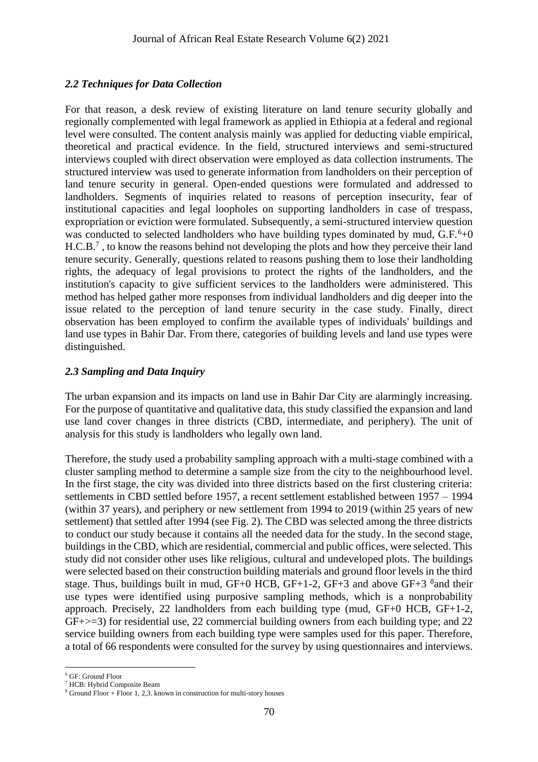### *2.2 Techniques for Data Collection*

For that reason, a desk review of existing literature on land tenure security globally and regionally complemented with legal framework as applied in Ethiopia at a federal and regional level were consulted. The content analysis mainly was applied for deducting viable empirical, theoretical and practical evidence. In the field, structured interviews and semi-structured interviews coupled with direct observation were employed as data collection instruments. The structured interview was used to generate information from landholders on their perception of land tenure security in general. Open-ended questions were formulated and addressed to landholders. Segments of inquiries related to reasons of perception insecurity, fear of institutional capacities and legal loopholes on supporting landholders in case of trespass, expropriation or eviction were formulated. Subsequently, a semi-structured interview question was conducted to selected landholders who have building types dominated by mud, G.F.[6]+0 H.C.B.[7] , to know the reasons behind not developing the plots and how they perceive their land tenure security. Generally, questions related to reasons pushing them to lose their landholding rights, the adequacy of legal provisions to protect the rights of the landholders, and the institution's capacity to give sufficient services to the landholders were administered. This method has helped gather more responses from individual landholders and dig deeper into the issue related to the perception of land tenure security in the case study. Finally, direct observation has been employed to confirm the available types of individuals' buildings and land use types in Bahir Dar. From there, categories of building levels and land use types were distinguished.

### *2.3 Sampling and Data Inquiry*

The urban expansion and its impacts on land use in Bahir Dar City are alarmingly increasing. For the purpose of quantitative and qualitative data, this study classified the expansion and land use land cover changes in three districts (CBD, intermediate, and periphery). The unit of analysis for this study is landholders who legally own land.

Therefore, the study used a probability sampling approach with a multi-stage combined with a cluster sampling method to determine a sample size from the city to the neighbourhood level. In the first stage, the city was divided into three districts based on the first clustering criteria: settlements in CBD settled before 1957, a recent settlement established between 1957 – 1994 (within 37 years), and periphery or new settlement from 1994 to 2019 (within 25 years of new settlement) that settled after 1994 (see Fig. 2). The CBD was selected among the three districts to conduct our study because it contains all the needed data for the study. In the second stage, buildings in the CBD, which are residential, commercial and public offices, were selected. This study did not consider other uses like religious, cultural and undeveloped plots. The buildings were selected based on their construction building materials and ground floor levels in the third stage. Thus, buildings built in mud, GF+0 HCB, GF+1-2, GF+3 and above GF+3 [8]and their use types were identified using purposive sampling methods, which is a nonprobability approach. Precisely, 22 landholders from each building type (mud, GF+0 HCB, GF+1-2, GF+>=3) for residential use, 22 commercial building owners from each building type; and 22 service building owners from each building type were samples used for this paper. Therefore, a total of 66 respondents were consulted for the survey by using questionnaires and interviews.

---

[6] GF: Ground Floor

[7] HCB: Hybrid Composite Beam

[8] Ground Floor + Floor 1, 2,3. known in construction for multi-story houses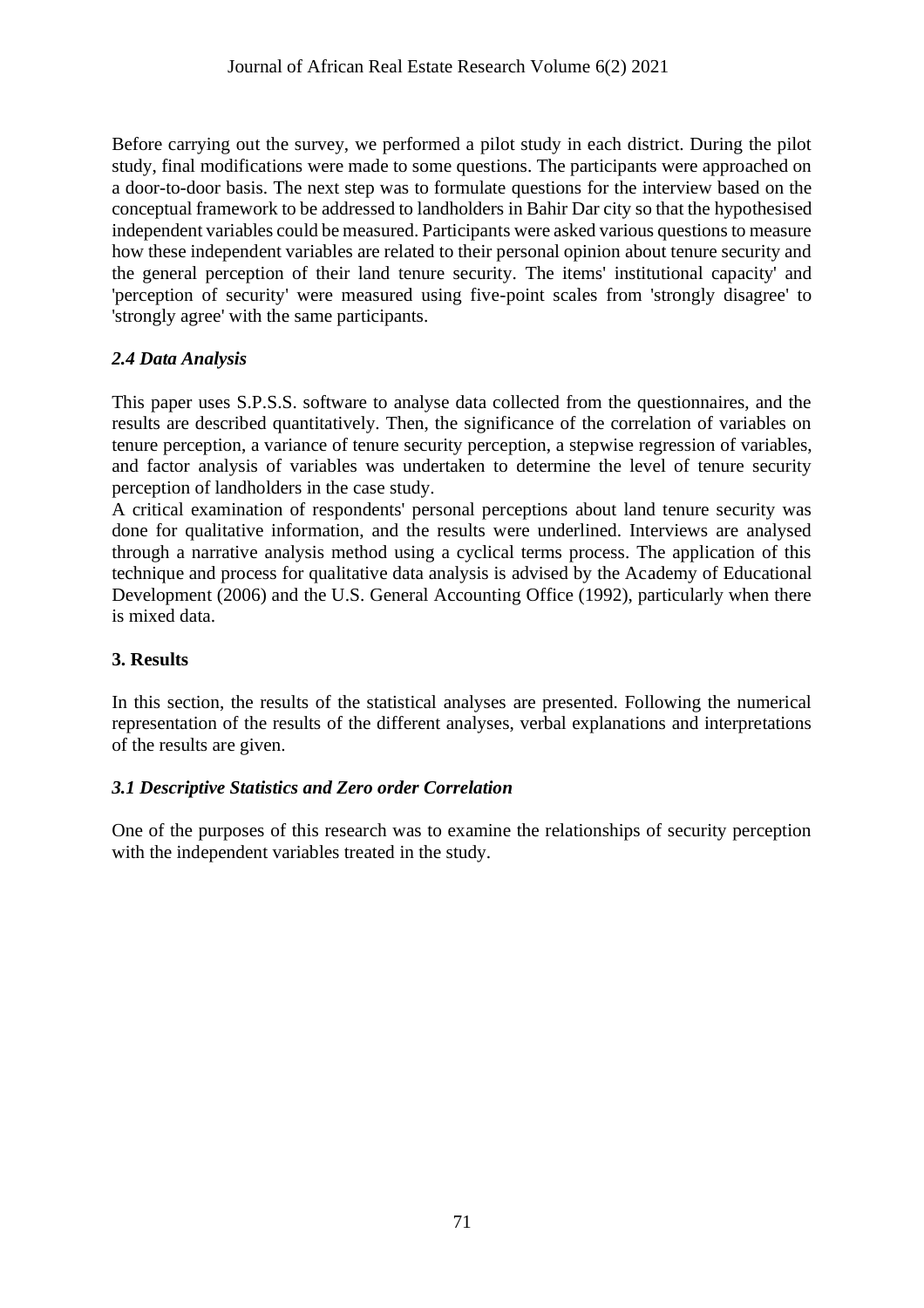Before carrying out the survey, we performed a pilot study in each district. During the pilot study, final modifications were made to some questions. The participants were approached on a door-to-door basis. The next step was to formulate questions for the interview based on the conceptual framework to be addressed to landholders in Bahir Dar city so that the hypothesised independent variables could be measured. Participants were asked various questions to measure how these independent variables are related to their personal opinion about tenure security and the general perception of their land tenure security. The items' institutional capacity' and 'perception of security' were measured using five-point scales from 'strongly disagree' to 'strongly agree' with the same participants.

### *2.4 Data Analysis*

This paper uses S.P.S.S. software to analyse data collected from the questionnaires, and the results are described quantitatively. Then, the significance of the correlation of variables on tenure perception, a variance of tenure security perception, a stepwise regression of variables, and factor analysis of variables was undertaken to determine the level of tenure security perception of landholders in the case study.
A critical examination of respondents' personal perceptions about land tenure security was done for qualitative information, and the results were underlined. Interviews are analysed through a narrative analysis method using a cyclical terms process. The application of this technique and process for qualitative data analysis is advised by the Academy of Educational Development (2006) and the U.S. General Accounting Office (1992), particularly when there is mixed data.

## 3. Results

In this section, the results of the statistical analyses are presented. Following the numerical representation of the results of the different analyses, verbal explanations and interpretations of the results are given.

### *3.1 Descriptive Statistics and Zero order Correlation*

One of the purposes of this research was to examine the relationships of security perception with the independent variables treated in the study.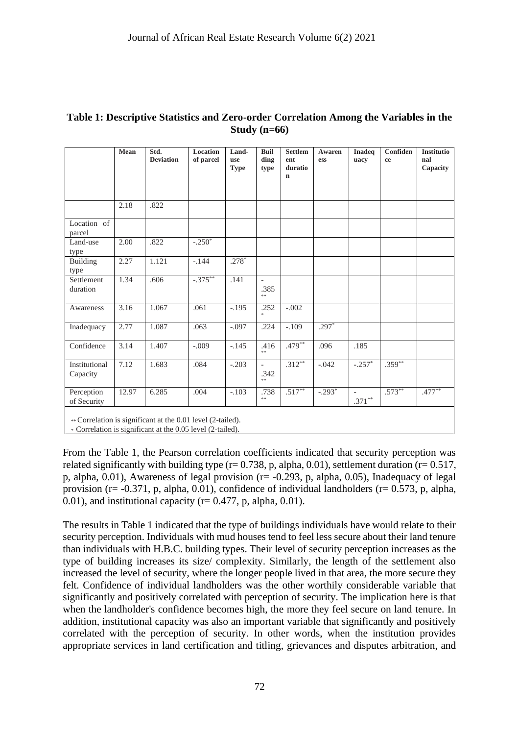**Table 1: Descriptive Statistics and Zero-order Correlation Among the Variables in the Study (n=66)**

| | Mean | Std. Deviation | Location of parcel | Land-use Type | Building type | Settlement duration | Awareness | Inadequacy | Confidence | Institutional Capacity |
|---|---|---|---|---|---|---|---|---|---|---|
| | 2.18 | .822 | | | | | | | | |
| Location of parcel | | | | | | | | | | |
| Land-use type | 2.00 | .822 | -.250* | | | | | | | |
| Building type | 2.27 | 1.121 | -.144 | .278* | | | | | | |
| Settlement duration | 1.34 | .606 | -.375** | .141 | -.385** | | | | | |
| Awareness | 3.16 | 1.067 | .061 | -.195 | .252* | -.002 | | | | |
| Inadequacy | 2.77 | 1.087 | .063 | -.097 | .224 | -.109 | .297* | | | |
| Confidence | 3.14 | 1.407 | -.009 | -.145 | .416** | .479** | .096 | .185 | | |
| Institutional Capacity | 7.12 | 1.683 | .084 | -.203 | -.342** | .312** | -.042 | -.257* | .359** | |
| Perception of Security | 12.97 | 6.285 | .004 | -.103 | .738** | .517** | -.293* | -.371** | .573** | .477** |

** Correlation is significant at the 0.01 level (2-tailed).
* Correlation is significant at the 0.05 level (2-tailed).

From the Table 1, the Pearson correlation coefficients indicated that security perception was related significantly with building type (r= 0.738, p, alpha, 0.01), settlement duration (r= 0.517, p, alpha, 0.01), Awareness of legal provision (r= -0.293, p, alpha, 0.05), Inadequacy of legal provision (r= -0.371, p, alpha, 0.01), confidence of individual landholders (r= 0.573, p, alpha, 0.01), and institutional capacity (r= 0.477, p, alpha, 0.01).

The results in Table 1 indicated that the type of buildings individuals have would relate to their security perception. Individuals with mud houses tend to feel less secure about their land tenure than individuals with H.B.C. building types. Their level of security perception increases as the type of building increases its size/ complexity. Similarly, the length of the settlement also increased the level of security, where the longer people lived in that area, the more secure they felt. Confidence of individual landholders was the other worthily considerable variable that significantly and positively correlated with perception of security. The implication here is that when the landholder's confidence becomes high, the more they feel secure on land tenure. In addition, institutional capacity was also an important variable that significantly and positively correlated with the perception of security. In other words, when the institution provides appropriate services in land certification and titling, grievances and disputes arbitration, and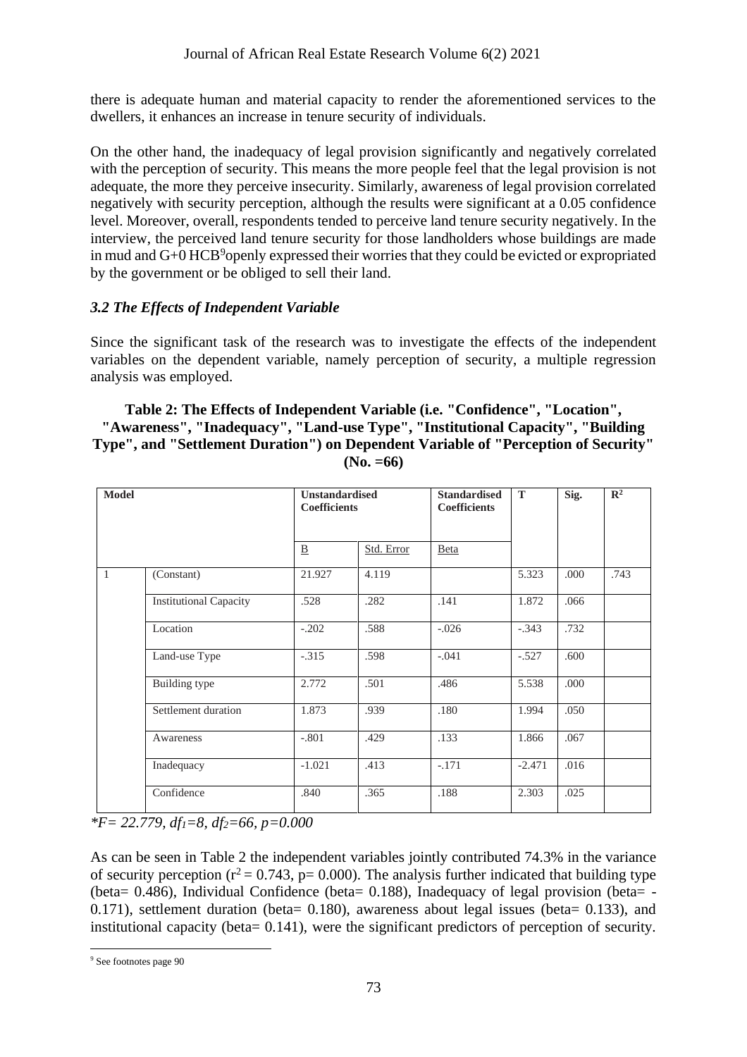there is adequate human and material capacity to render the aforementioned services to the dwellers, it enhances an increase in tenure security of individuals.

On the other hand, the inadequacy of legal provision significantly and negatively correlated with the perception of security. This means the more people feel that the legal provision is not adequate, the more they perceive insecurity. Similarly, awareness of legal provision correlated negatively with security perception, although the results were significant at a 0.05 confidence level. Moreover, overall, respondents tended to perceive land tenure security negatively. In the interview, the perceived land tenure security for those landholders whose buildings are made in mud and G+0 HCB[9]openly expressed their worries that they could be evicted or expropriated by the government or be obliged to sell their land.

### *3.2 The Effects of Independent Variable*

Since the significant task of the research was to investigate the effects of the independent variables on the dependent variable, namely perception of security, a multiple regression analysis was employed.

**Table 2: The Effects of Independent Variable (i.e. "Confidence", "Location", "Awareness", "Inadequacy", "Land-use Type", "Institutional Capacity", "Building Type", and "Settlement Duration") on Dependent Variable of "Perception of Security" (No. =66)**

| Model | | Unstandardised Coefficients | | Standardised Coefficients | T | Sig. | $R^2$ |
|---|---|---|---|---|---|---|---|
| | | B | Std. Error | Beta | | | |
| 1 | (Constant) | 21.927 | 4.119 | | 5.323 | .000 | .743 |
| | Institutional Capacity | .528 | .282 | .141 | 1.872 | .066 | |
| | Location | -.202 | .588 | -.026 | -.343 | .732 | |
| | Land-use Type | -.315 | .598 | -.041 | -.527 | .600 | |
| | Building type | 2.772 | .501 | .486 | 5.538 | .000 | |
| | Settlement duration | 1.873 | .939 | .180 | 1.994 | .050 | |
| | Awareness | -.801 | .429 | .133 | 1.866 | .067 | |
| | Inadequacy | -1.021 | .413 | -.171 | -2.471 | .016 | |
| | Confidence | .840 | .365 | .188 | 2.303 | .025 | |

*$F= 22.779$, $df_1=8$, $df_2=66$, $p=0.000$*

As can be seen in Table 2 the independent variables jointly contributed 74.3% in the variance of security perception ($r^2 = 0.743$, $p= 0.000$). The analysis further indicated that building type (beta= 0.486), Individual Confidence (beta= 0.188), Inadequacy of legal provision (beta= -0.171), settlement duration (beta= 0.180), awareness about legal issues (beta= 0.133), and institutional capacity (beta= 0.141), were the significant predictors of perception of security.

[9] See footnotes page 90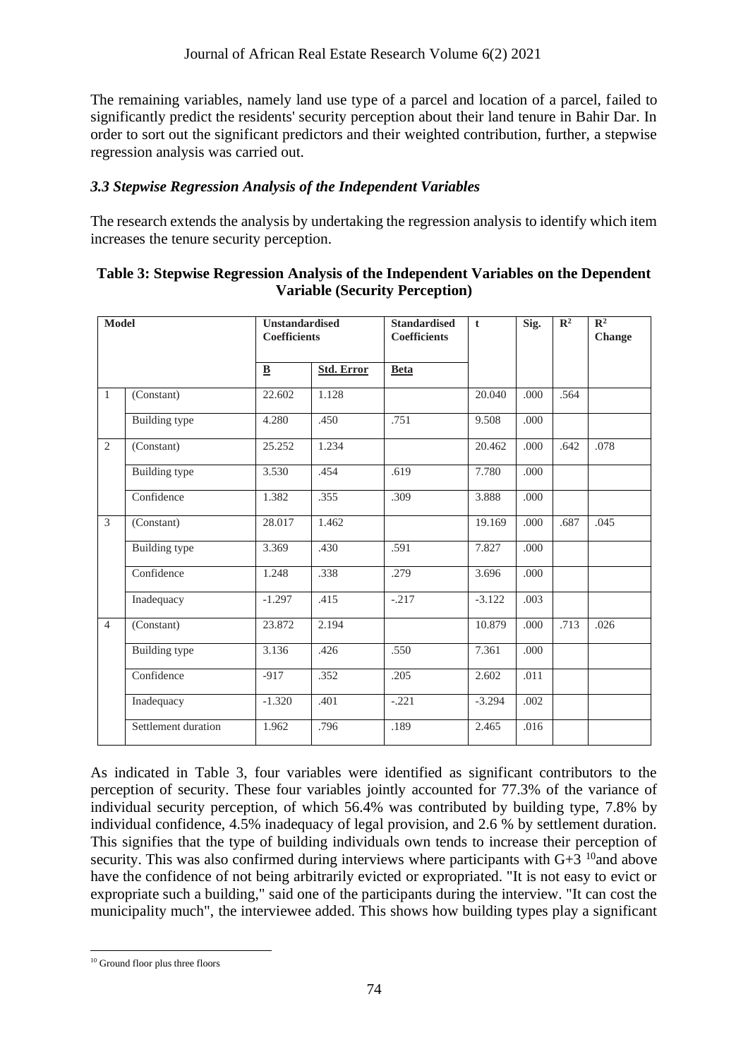The remaining variables, namely land use type of a parcel and location of a parcel, failed to significantly predict the residents' security perception about their land tenure in Bahir Dar. In order to sort out the significant predictors and their weighted contribution, further, a stepwise regression analysis was carried out.

### *3.3 Stepwise Regression Analysis of the Independent Variables*

The research extends the analysis by undertaking the regression analysis to identify which item increases the tenure security perception.

**Table 3: Stepwise Regression Analysis of the Independent Variables on the Dependent Variable (Security Perception)**

| Model | | Unstandardised Coefficients | | Standardised Coefficients | t | Sig. | $R^2$ | $R^2$ Change |
|---|---|---|---|---|---|---|---|---|
| | | **B** | **Std. Error** | **Beta** | | | | |
| 1 | (Constant) | 22.602 | 1.128 | | 20.040 | .000 | .564 | |
| | Building type | 4.280 | .450 | .751 | 9.508 | .000 | | |
| 2 | (Constant) | 25.252 | 1.234 | | 20.462 | .000 | .642 | .078 |
| | Building type | 3.530 | .454 | .619 | 7.780 | .000 | | |
| | Confidence | 1.382 | .355 | .309 | 3.888 | .000 | | |
| 3 | (Constant) | 28.017 | 1.462 | | 19.169 | .000 | .687 | .045 |
| | Building type | 3.369 | .430 | .591 | 7.827 | .000 | | |
| | Confidence | 1.248 | .338 | .279 | 3.696 | .000 | | |
| | Inadequacy | -1.297 | .415 | -.217 | -3.122 | .003 | | |
| 4 | (Constant) | 23.872 | 2.194 | | 10.879 | .000 | .713 | .026 |
| | Building type | 3.136 | .426 | .550 | 7.361 | .000 | | |
| | Confidence | -917 | .352 | .205 | 2.602 | .011 | | |
| | Inadequacy | -1.320 | .401 | -.221 | -3.294 | .002 | | |
| | Settlement duration | 1.962 | .796 | .189 | 2.465 | .016 | | |

As indicated in Table 3, four variables were identified as significant contributors to the perception of security. These four variables jointly accounted for 77.3% of the variance of individual security perception, of which 56.4% was contributed by building type, 7.8% by individual confidence, 4.5% inadequacy of legal provision, and 2.6 % by settlement duration. This signifies that the type of building individuals own tends to increase their perception of security. This was also confirmed during interviews where participants with G+3 [10]and above have the confidence of not being arbitrarily evicted or expropriated. "It is not easy to evict or expropriate such a building," said one of the participants during the interview. "It can cost the municipality much", the interviewee added. This shows how building types play a significant

[10] Ground floor plus three floors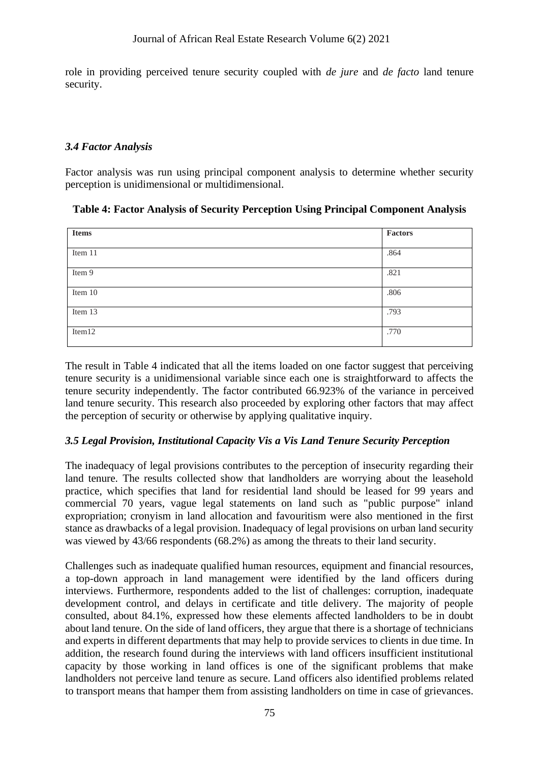role in providing perceived tenure security coupled with *de jure* and *de facto* land tenure security.

### *3.4 Factor Analysis*

Factor analysis was run using principal component analysis to determine whether security perception is unidimensional or multidimensional.

**Table 4: Factor Analysis of Security Perception Using Principal Component Analysis**

| **Items** | **Factors** |
|---|---|
| Item 11 | .864 |
| Item 9 | .821 |
| Item 10 | .806 |
| Item 13 | .793 |
| Item12 | .770 |

The result in Table 4 indicated that all the items loaded on one factor suggest that perceiving tenure security is a unidimensional variable since each one is straightforward to affects the tenure security independently. The factor contributed 66.923% of the variance in perceived land tenure security. This research also proceeded by exploring other factors that may affect the perception of security or otherwise by applying qualitative inquiry.

### *3.5 Legal Provision, Institutional Capacity Vis a Vis Land Tenure Security Perception*

The inadequacy of legal provisions contributes to the perception of insecurity regarding their land tenure. The results collected show that landholders are worrying about the leasehold practice, which specifies that land for residential land should be leased for 99 years and commercial 70 years, vague legal statements on land such as "public purpose" inland expropriation; cronyism in land allocation and favouritism were also mentioned in the first stance as drawbacks of a legal provision. Inadequacy of legal provisions on urban land security was viewed by 43/66 respondents (68.2%) as among the threats to their land security.

Challenges such as inadequate qualified human resources, equipment and financial resources, a top-down approach in land management were identified by the land officers during interviews. Furthermore, respondents added to the list of challenges: corruption, inadequate development control, and delays in certificate and title delivery. The majority of people consulted, about 84.1%, expressed how these elements affected landholders to be in doubt about land tenure. On the side of land officers, they argue that there is a shortage of technicians and experts in different departments that may help to provide services to clients in due time. In addition, the research found during the interviews with land officers insufficient institutional capacity by those working in land offices is one of the significant problems that make landholders not perceive land tenure as secure. Land officers also identified problems related to transport means that hamper them from assisting landholders on time in case of grievances.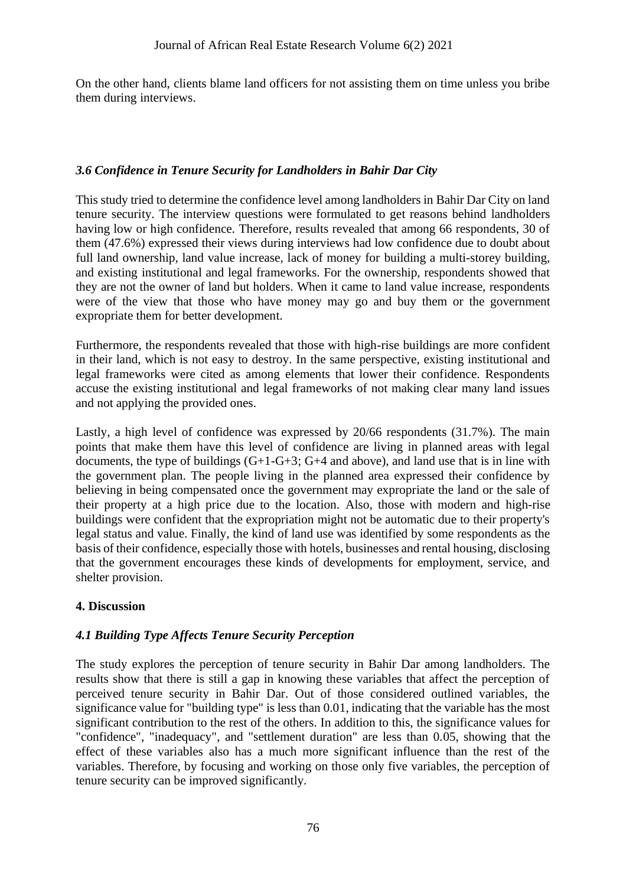On the other hand, clients blame land officers for not assisting them on time unless you bribe them during interviews.

### *3.6 Confidence in Tenure Security for Landholders in Bahir Dar City*

This study tried to determine the confidence level among landholders in Bahir Dar City on land tenure security. The interview questions were formulated to get reasons behind landholders having low or high confidence. Therefore, results revealed that among 66 respondents, 30 of them (47.6%) expressed their views during interviews had low confidence due to doubt about full land ownership, land value increase, lack of money for building a multi-storey building, and existing institutional and legal frameworks. For the ownership, respondents showed that they are not the owner of land but holders. When it came to land value increase, respondents were of the view that those who have money may go and buy them or the government expropriate them for better development.

Furthermore, the respondents revealed that those with high-rise buildings are more confident in their land, which is not easy to destroy. In the same perspective, existing institutional and legal frameworks were cited as among elements that lower their confidence. Respondents accuse the existing institutional and legal frameworks of not making clear many land issues and not applying the provided ones.

Lastly, a high level of confidence was expressed by 20/66 respondents (31.7%). The main points that make them have this level of confidence are living in planned areas with legal documents, the type of buildings (G+1-G+3; G+4 and above), and land use that is in line with the government plan. The people living in the planned area expressed their confidence by believing in being compensated once the government may expropriate the land or the sale of their property at a high price due to the location. Also, those with modern and high-rise buildings were confident that the expropriation might not be automatic due to their property's legal status and value. Finally, the kind of land use was identified by some respondents as the basis of their confidence, especially those with hotels, businesses and rental housing, disclosing that the government encourages these kinds of developments for employment, service, and shelter provision.

## 4. Discussion

### *4.1 Building Type Affects Tenure Security Perception*

The study explores the perception of tenure security in Bahir Dar among landholders. The results show that there is still a gap in knowing these variables that affect the perception of perceived tenure security in Bahir Dar. Out of those considered outlined variables, the significance value for "building type" is less than 0.01, indicating that the variable has the most significant contribution to the rest of the others. In addition to this, the significance values for "confidence", "inadequacy", and "settlement duration" are less than 0.05, showing that the effect of these variables also has a much more significant influence than the rest of the variables. Therefore, by focusing and working on those only five variables, the perception of tenure security can be improved significantly.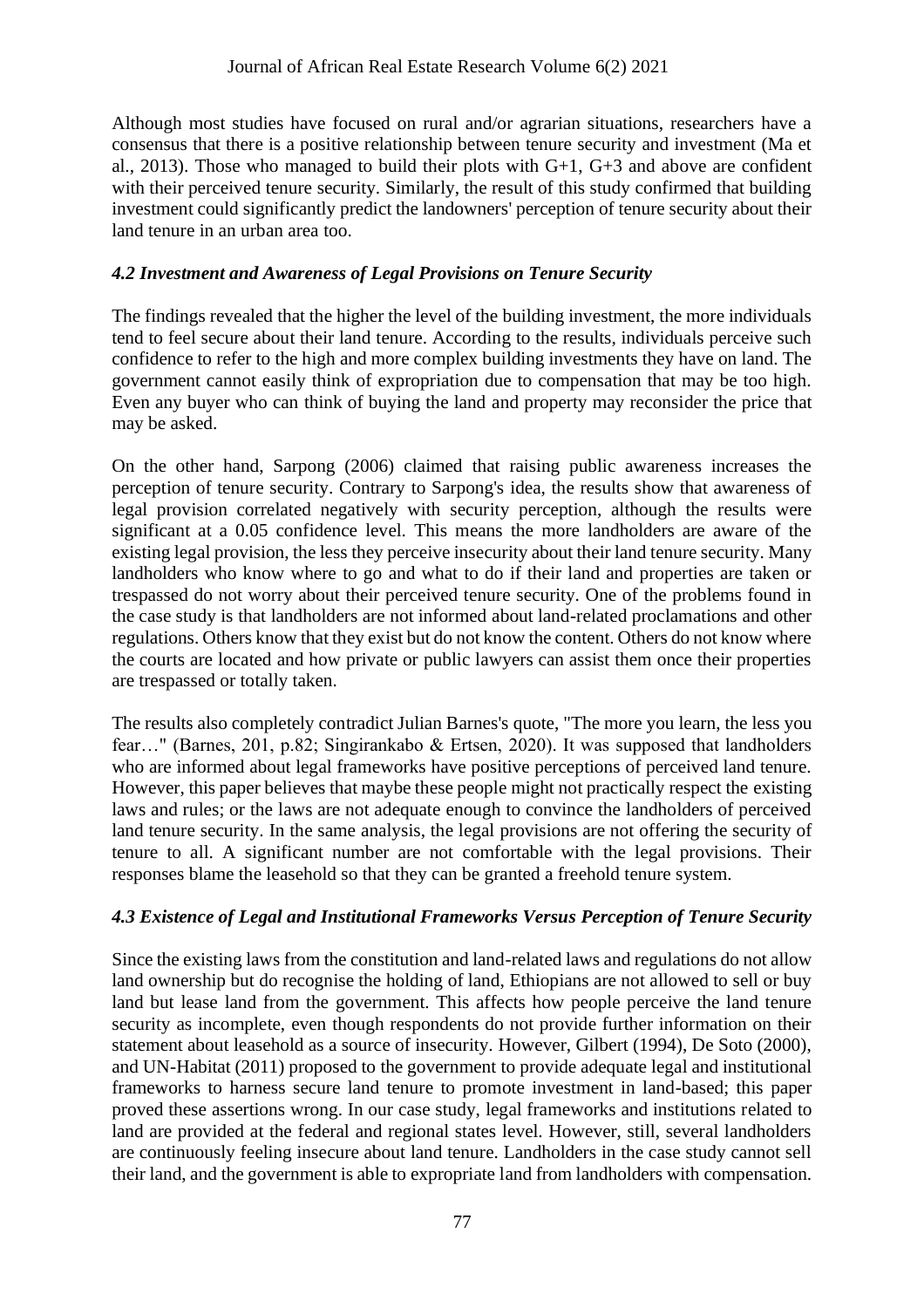Although most studies have focused on rural and/or agrarian situations, researchers have a consensus that there is a positive relationship between tenure security and investment (Ma et al., 2013). Those who managed to build their plots with G+1, G+3 and above are confident with their perceived tenure security. Similarly, the result of this study confirmed that building investment could significantly predict the landowners' perception of tenure security about their land tenure in an urban area too.

### *4.2 Investment and Awareness of Legal Provisions on Tenure Security*

The findings revealed that the higher the level of the building investment, the more individuals tend to feel secure about their land tenure. According to the results, individuals perceive such confidence to refer to the high and more complex building investments they have on land. The government cannot easily think of expropriation due to compensation that may be too high. Even any buyer who can think of buying the land and property may reconsider the price that may be asked.

On the other hand, Sarpong (2006) claimed that raising public awareness increases the perception of tenure security. Contrary to Sarpong's idea, the results show that awareness of legal provision correlated negatively with security perception, although the results were significant at a 0.05 confidence level. This means the more landholders are aware of the existing legal provision, the less they perceive insecurity about their land tenure security. Many landholders who know where to go and what to do if their land and properties are taken or trespassed do not worry about their perceived tenure security. One of the problems found in the case study is that landholders are not informed about land-related proclamations and other regulations. Others know that they exist but do not know the content. Others do not know where the courts are located and how private or public lawyers can assist them once their properties are trespassed or totally taken.

The results also completely contradict Julian Barnes's quote, "The more you learn, the less you fear…" (Barnes, 201, p.82; Singirankabo & Ertsen, 2020). It was supposed that landholders who are informed about legal frameworks have positive perceptions of perceived land tenure. However, this paper believes that maybe these people might not practically respect the existing laws and rules; or the laws are not adequate enough to convince the landholders of perceived land tenure security. In the same analysis, the legal provisions are not offering the security of tenure to all. A significant number are not comfortable with the legal provisions. Their responses blame the leasehold so that they can be granted a freehold tenure system.

### *4.3 Existence of Legal and Institutional Frameworks Versus Perception of Tenure Security*

Since the existing laws from the constitution and land-related laws and regulations do not allow land ownership but do recognise the holding of land, Ethiopians are not allowed to sell or buy land but lease land from the government. This affects how people perceive the land tenure security as incomplete, even though respondents do not provide further information on their statement about leasehold as a source of insecurity. However, Gilbert (1994), De Soto (2000), and UN-Habitat (2011) proposed to the government to provide adequate legal and institutional frameworks to harness secure land tenure to promote investment in land-based; this paper proved these assertions wrong. In our case study, legal frameworks and institutions related to land are provided at the federal and regional states level. However, still, several landholders are continuously feeling insecure about land tenure. Landholders in the case study cannot sell their land, and the government is able to expropriate land from landholders with compensation.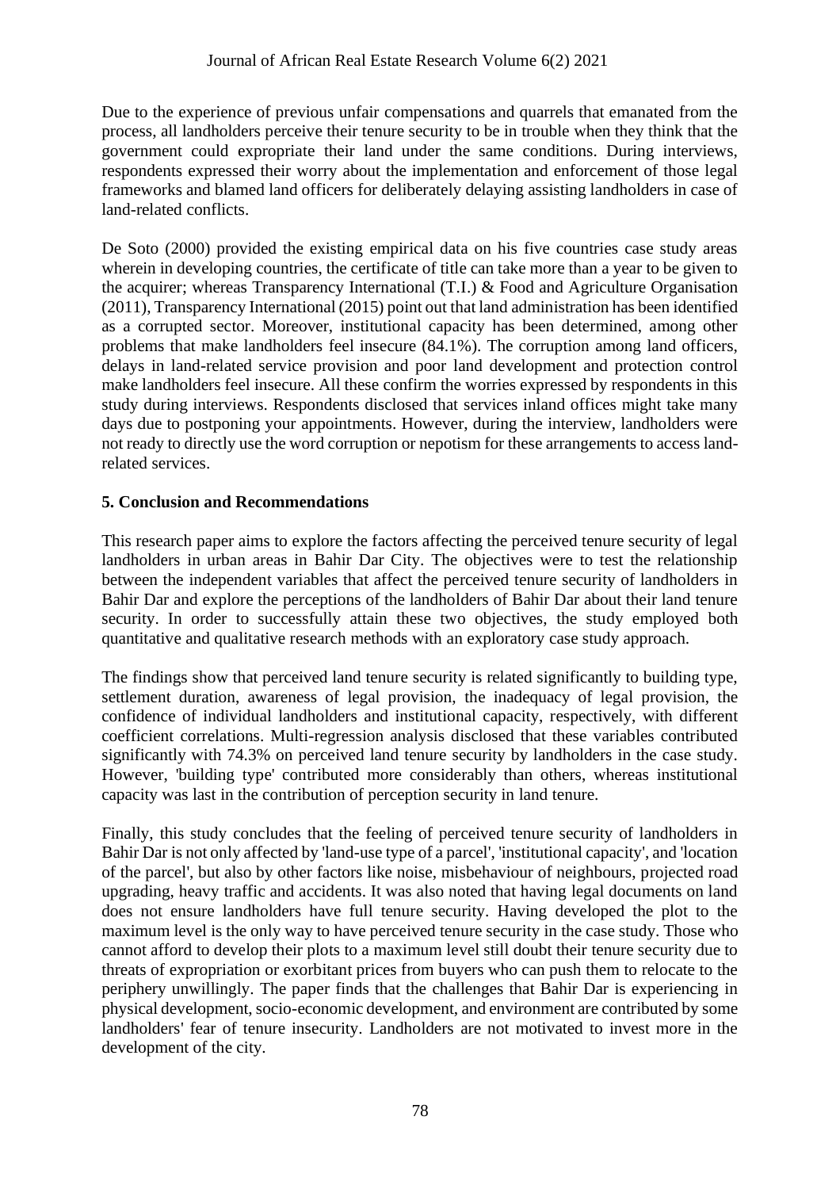Due to the experience of previous unfair compensations and quarrels that emanated from the process, all landholders perceive their tenure security to be in trouble when they think that the government could expropriate their land under the same conditions. During interviews, respondents expressed their worry about the implementation and enforcement of those legal frameworks and blamed land officers for deliberately delaying assisting landholders in case of land-related conflicts.

De Soto (2000) provided the existing empirical data on his five countries case study areas wherein in developing countries, the certificate of title can take more than a year to be given to the acquirer; whereas Transparency International (T.I.) & Food and Agriculture Organisation (2011), Transparency International (2015) point out that land administration has been identified as a corrupted sector. Moreover, institutional capacity has been determined, among other problems that make landholders feel insecure (84.1%). The corruption among land officers, delays in land-related service provision and poor land development and protection control make landholders feel insecure. All these confirm the worries expressed by respondents in this study during interviews. Respondents disclosed that services inland offices might take many days due to postponing your appointments. However, during the interview, landholders were not ready to directly use the word corruption or nepotism for these arrangements to access land-related services.

## 5. Conclusion and Recommendations

This research paper aims to explore the factors affecting the perceived tenure security of legal landholders in urban areas in Bahir Dar City. The objectives were to test the relationship between the independent variables that affect the perceived tenure security of landholders in Bahir Dar and explore the perceptions of the landholders of Bahir Dar about their land tenure security. In order to successfully attain these two objectives, the study employed both quantitative and qualitative research methods with an exploratory case study approach.

The findings show that perceived land tenure security is related significantly to building type, settlement duration, awareness of legal provision, the inadequacy of legal provision, the confidence of individual landholders and institutional capacity, respectively, with different coefficient correlations. Multi-regression analysis disclosed that these variables contributed significantly with 74.3% on perceived land tenure security by landholders in the case study. However, 'building type' contributed more considerably than others, whereas institutional capacity was last in the contribution of perception security in land tenure.

Finally, this study concludes that the feeling of perceived tenure security of landholders in Bahir Dar is not only affected by 'land-use type of a parcel', 'institutional capacity', and 'location of the parcel', but also by other factors like noise, misbehaviour of neighbours, projected road upgrading, heavy traffic and accidents. It was also noted that having legal documents on land does not ensure landholders have full tenure security. Having developed the plot to the maximum level is the only way to have perceived tenure security in the case study. Those who cannot afford to develop their plots to a maximum level still doubt their tenure security due to threats of expropriation or exorbitant prices from buyers who can push them to relocate to the periphery unwillingly. The paper finds that the challenges that Bahir Dar is experiencing in physical development, socio-economic development, and environment are contributed by some landholders' fear of tenure insecurity. Landholders are not motivated to invest more in the development of the city.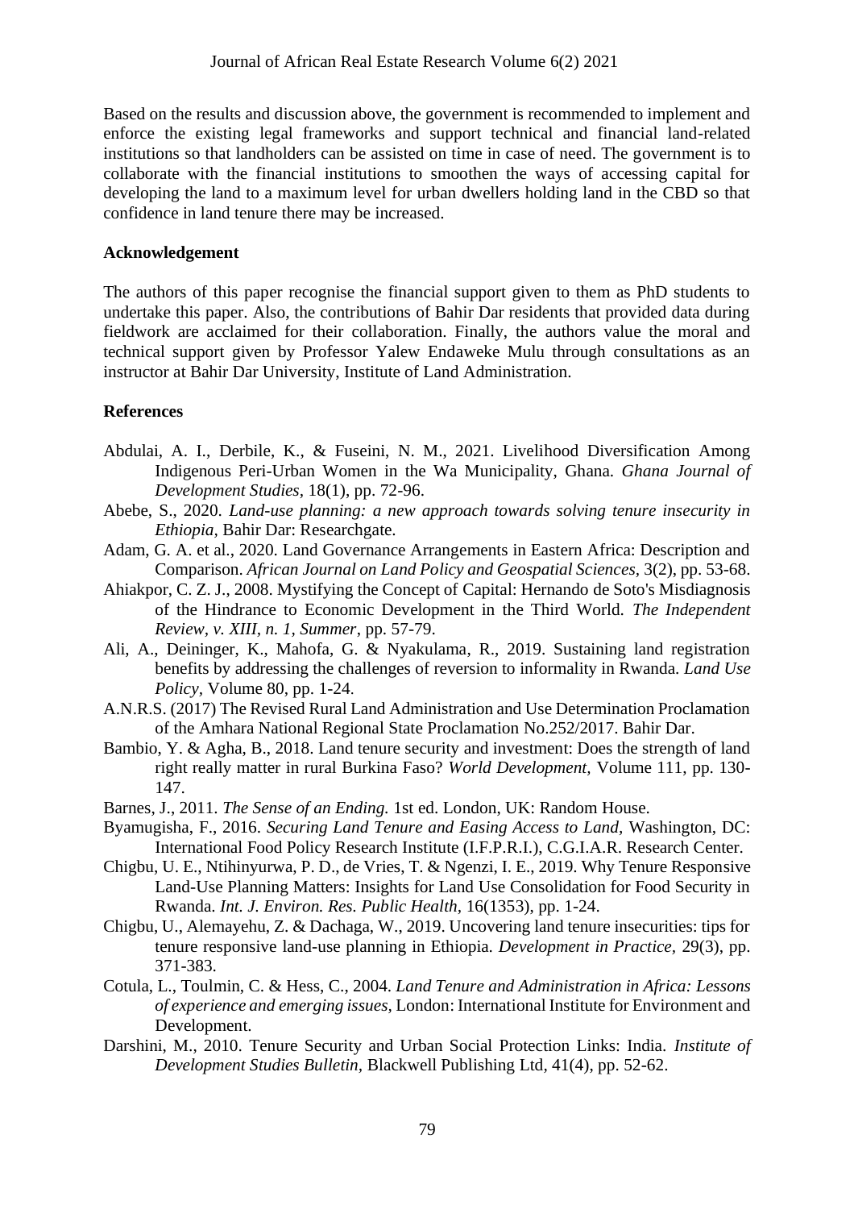Based on the results and discussion above, the government is recommended to implement and enforce the existing legal frameworks and support technical and financial land-related institutions so that landholders can be assisted on time in case of need. The government is to collaborate with the financial institutions to smoothen the ways of accessing capital for developing the land to a maximum level for urban dwellers holding land in the CBD so that confidence in land tenure there may be increased.

## Acknowledgement

The authors of this paper recognise the financial support given to them as PhD students to undertake this paper. Also, the contributions of Bahir Dar residents that provided data during fieldwork are acclaimed for their collaboration. Finally, the authors value the moral and technical support given by Professor Yalew Endaweke Mulu through consultations as an instructor at Bahir Dar University, Institute of Land Administration.

## References

Abdulai, A. I., Derbile, K., & Fuseini, N. M., 2021. Livelihood Diversification Among Indigenous Peri-Urban Women in the Wa Municipality, Ghana. *Ghana Journal of Development Studies*, 18(1), pp. 72-96.

Abebe, S., 2020. *Land-use planning: a new approach towards solving tenure insecurity in Ethiopia,* Bahir Dar: Researchgate.

Adam, G. A. et al., 2020. Land Governance Arrangements in Eastern Africa: Description and Comparison. *African Journal on Land Policy and Geospatial Sciences,* 3(2), pp. 53-68.

Ahiakpor, C. Z. J., 2008. Mystifying the Concept of Capital: Hernando de Soto's Misdiagnosis of the Hindrance to Economic Development in the Third World. *The Independent Review, v. XIII, n. 1, Summer*, pp. 57-79.

Ali, A., Deininger, K., Mahofa, G. & Nyakulama, R., 2019. Sustaining land registration benefits by addressing the challenges of reversion to informality in Rwanda. *Land Use Policy,* Volume 80, pp. 1-24.

A.N.R.S. (2017) The Revised Rural Land Administration and Use Determination Proclamation of the Amhara National Regional State Proclamation No.252/2017. Bahir Dar.

Bambio, Y. & Agha, B., 2018. Land tenure security and investment: Does the strength of land right really matter in rural Burkina Faso? *World Development,* Volume 111, pp. 130-147.

Barnes, J., 2011. *The Sense of an Ending.* 1st ed. London, UK: Random House.

Byamugisha, F., 2016. *Securing Land Tenure and Easing Access to Land,* Washington, DC: International Food Policy Research Institute (I.F.P.R.I.), C.G.I.A.R. Research Center.

Chigbu, U. E., Ntihinyurwa, P. D., de Vries, T. & Ngenzi, I. E., 2019. Why Tenure Responsive Land-Use Planning Matters: Insights for Land Use Consolidation for Food Security in Rwanda. *Int. J. Environ. Res. Public Health,* 16(1353), pp. 1-24.

Chigbu, U., Alemayehu, Z. & Dachaga, W., 2019. Uncovering land tenure insecurities: tips for tenure responsive land-use planning in Ethiopia. *Development in Practice,* 29(3), pp. 371-383.

Cotula, L., Toulmin, C. & Hess, C., 2004. *Land Tenure and Administration in Africa: Lessons of experience and emerging issues,* London: International Institute for Environment and Development.

Darshini, M., 2010. Tenure Security and Urban Social Protection Links: India. *Institute of Development Studies Bulletin,* Blackwell Publishing Ltd, 41(4), pp. 52-62.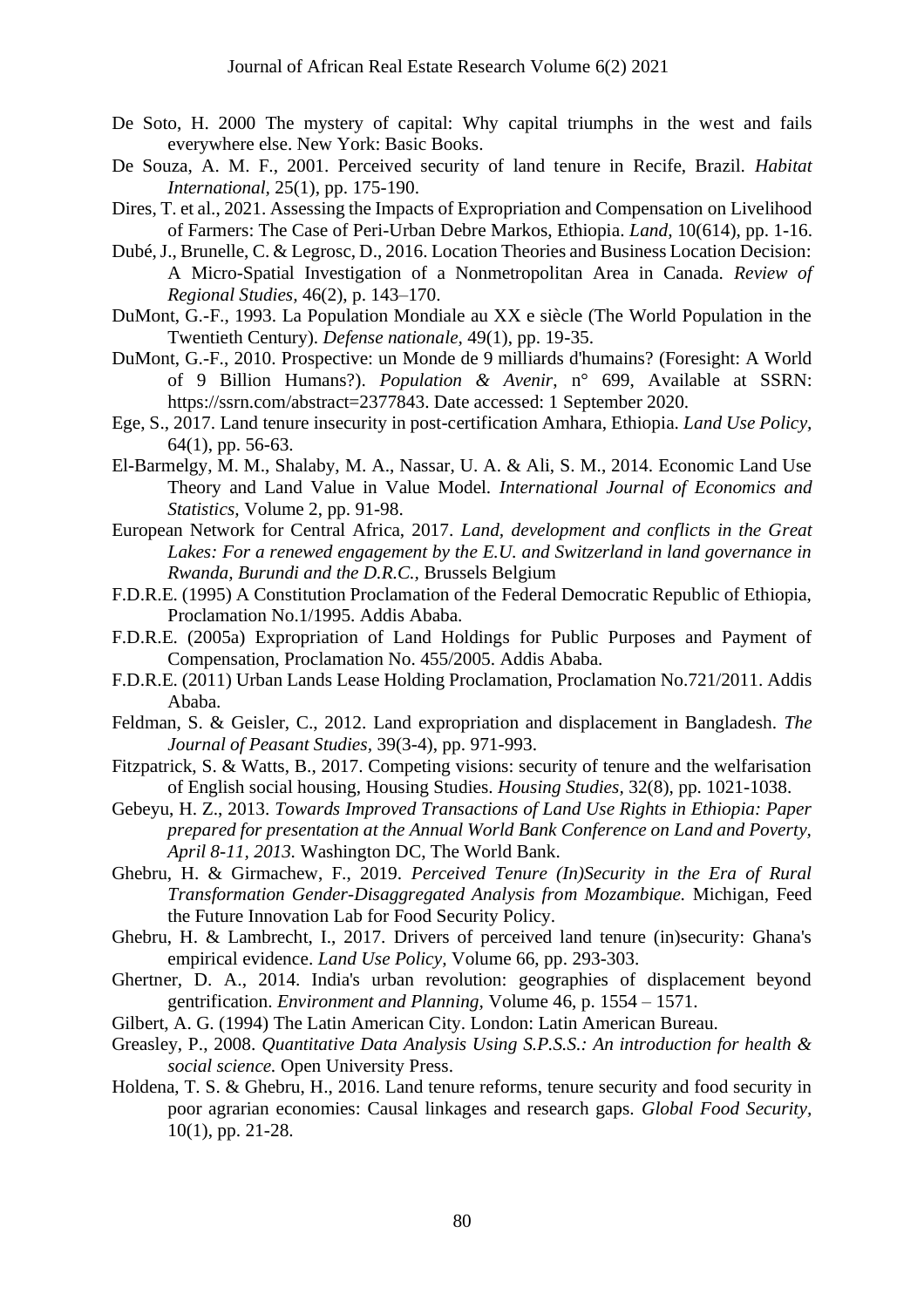De Soto, H. 2000 The mystery of capital: Why capital triumphs in the west and fails everywhere else. New York: Basic Books.

De Souza, A. M. F., 2001. Perceived security of land tenure in Recife, Brazil. *Habitat International*, 25(1), pp. 175-190.

Dires, T. et al., 2021. Assessing the Impacts of Expropriation and Compensation on Livelihood of Farmers: The Case of Peri-Urban Debre Markos, Ethiopia. *Land*, 10(614), pp. 1-16.

Dubé, J., Brunelle, C. & Legrosc, D., 2016. Location Theories and Business Location Decision: A Micro-Spatial Investigation of a Nonmetropolitan Area in Canada. *Review of Regional Studies*, 46(2), p. 143–170.

DuMont, G.-F., 1993. La Population Mondiale au XX e siècle (The World Population in the Twentieth Century). *Defense nationale*, 49(1), pp. 19-35.

DuMont, G.-F., 2010. Prospective: un Monde de 9 milliards d'humains? (Foresight: A World of 9 Billion Humans?). *Population & Avenir*, n° 699, Available at SSRN: https://ssrn.com/abstract=2377843. Date accessed: 1 September 2020.

Ege, S., 2017. Land tenure insecurity in post-certification Amhara, Ethiopia. *Land Use Policy*, 64(1), pp. 56-63.

El-Barmelgy, M. M., Shalaby, M. A., Nassar, U. A. & Ali, S. M., 2014. Economic Land Use Theory and Land Value in Value Model. *International Journal of Economics and Statistics*, Volume 2, pp. 91-98.

European Network for Central Africa, 2017. *Land, development and conflicts in the Great Lakes: For a renewed engagement by the E.U. and Switzerland in land governance in Rwanda, Burundi and the D.R.C.*, Brussels Belgium

F.D.R.E. (1995) A Constitution Proclamation of the Federal Democratic Republic of Ethiopia, Proclamation No.1/1995. Addis Ababa.

F.D.R.E. (2005a) Expropriation of Land Holdings for Public Purposes and Payment of Compensation, Proclamation No. 455/2005. Addis Ababa.

F.D.R.E. (2011) Urban Lands Lease Holding Proclamation, Proclamation No.721/2011. Addis Ababa.

Feldman, S. & Geisler, C., 2012. Land expropriation and displacement in Bangladesh. *The Journal of Peasant Studies*, 39(3-4), pp. 971-993.

Fitzpatrick, S. & Watts, B., 2017. Competing visions: security of tenure and the welfarisation of English social housing, Housing Studies. *Housing Studies*, 32(8), pp. 1021-1038.

Gebeyu, H. Z., 2013. *Towards Improved Transactions of Land Use Rights in Ethiopia: Paper prepared for presentation at the Annual World Bank Conference on Land and Poverty, April 8-11, 2013.* Washington DC, The World Bank.

Ghebru, H. & Girmachew, F., 2019. *Perceived Tenure (In)Security in the Era of Rural Transformation Gender-Disaggregated Analysis from Mozambique.* Michigan, Feed the Future Innovation Lab for Food Security Policy.

Ghebru, H. & Lambrecht, I., 2017. Drivers of perceived land tenure (in)security: Ghana's empirical evidence. *Land Use Policy*, Volume 66, pp. 293-303.

Ghertner, D. A., 2014. India's urban revolution: geographies of displacement beyond gentrification. *Environment and Planning*, Volume 46, p. 1554 – 1571.

Gilbert, A. G. (1994) The Latin American City. London: Latin American Bureau.

Greasley, P., 2008. *Quantitative Data Analysis Using S.P.S.S.: An introduction for health & social science.* Open University Press.

Holdena, T. S. & Ghebru, H., 2016. Land tenure reforms, tenure security and food security in poor agrarian economies: Causal linkages and research gaps. *Global Food Security*, 10(1), pp. 21-28.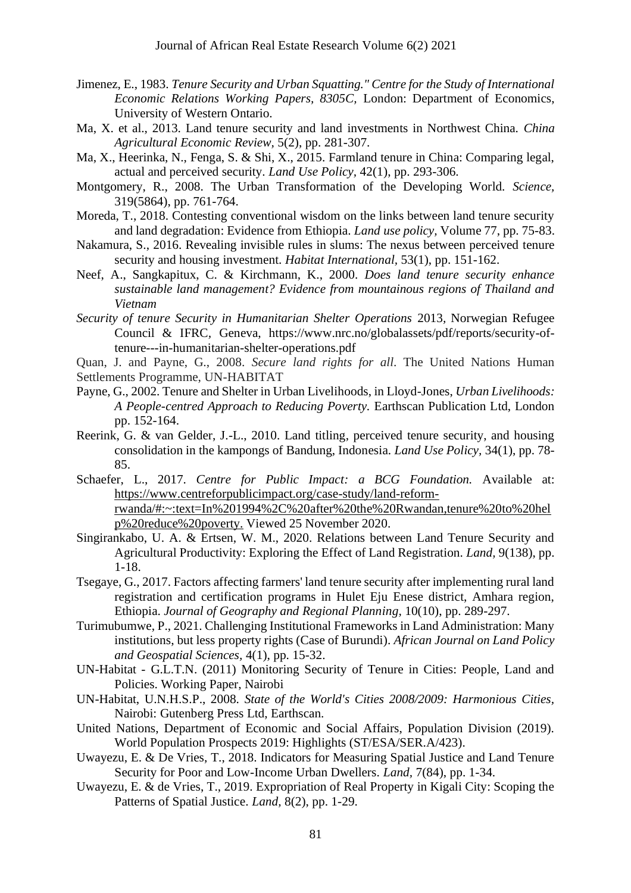Jimenez, E., 1983. *Tenure Security and Urban Squatting." Centre for the Study of International Economic Relations Working Papers, 8305C,* London: Department of Economics, University of Western Ontario.

Ma, X. et al., 2013. Land tenure security and land investments in Northwest China. *China Agricultural Economic Review*, 5(2), pp. 281-307.

Ma, X., Heerinka, N., Fenga, S. & Shi, X., 2015. Farmland tenure in China: Comparing legal, actual and perceived security. *Land Use Policy*, 42(1), pp. 293-306.

Montgomery, R., 2008. The Urban Transformation of the Developing World. *Science,* 319(5864), pp. 761-764.

Moreda, T., 2018. Contesting conventional wisdom on the links between land tenure security and land degradation: Evidence from Ethiopia. *Land use policy,* Volume 77, pp. 75-83.

Nakamura, S., 2016. Revealing invisible rules in slums: The nexus between perceived tenure security and housing investment. *Habitat International,* 53(1), pp. 151-162.

Neef, A., Sangkapitux, C. & Kirchmann, K., 2000. *Does land tenure security enhance sustainable land management? Evidence from mountainous regions of Thailand and Vietnam*

*Security of tenure Security in Humanitarian Shelter Operations* 2013, Norwegian Refugee Council & IFRC, Geneva, https://www.nrc.no/globalassets/pdf/reports/security-of-tenure---in-humanitarian-shelter-operations.pdf

Quan, J. and Payne, G., 2008. *Secure land rights for all*. The United Nations Human Settlements Programme, UN-HABITAT

Payne, G., 2002. Tenure and Shelter in Urban Livelihoods, in Lloyd-Jones, *Urban Livelihoods: A People-centred Approach to Reducing Poverty.* Earthscan Publication Ltd, London pp. 152-164.

Reerink, G. & van Gelder, J.-L., 2010. Land titling, perceived tenure security, and housing consolidation in the kampongs of Bandung, Indonesia. *Land Use Policy,* 34(1), pp. 78-85.

Schaefer, L., 2017. *Centre for Public Impact: a BCG Foundation.* Available at: https://www.centreforpublicimpact.org/case-study/land-reform-rwanda/#:~:text=In%201994%2C%20after%20the%20Rwandan,tenure%20to%20help%20reduce%20poverty. Viewed 25 November 2020.

Singirankabo, U. A. & Ertsen, W. M., 2020. Relations between Land Tenure Security and Agricultural Productivity: Exploring the Effect of Land Registration. *Land,* 9(138), pp. 1-18.

Tsegaye, G., 2017. Factors affecting farmers' land tenure security after implementing rural land registration and certification programs in Hulet Eju Enese district, Amhara region, Ethiopia. *Journal of Geography and Regional Planning,* 10(10), pp. 289-297.

Turimubumwe, P., 2021. Challenging Institutional Frameworks in Land Administration: Many institutions, but less property rights (Case of Burundi). *African Journal on Land Policy and Geospatial Sciences,* 4(1), pp. 15-32.

UN-Habitat - G.L.T.N. (2011) Monitoring Security of Tenure in Cities: People, Land and Policies. Working Paper, Nairobi

UN-Habitat, U.N.H.S.P., 2008. *State of the World's Cities 2008/2009: Harmonious Cities,* Nairobi: Gutenberg Press Ltd, Earthscan.

United Nations, Department of Economic and Social Affairs, Population Division (2019). World Population Prospects 2019: Highlights (ST/ESA/SER.A/423).

Uwayezu, E. & De Vries, T., 2018. Indicators for Measuring Spatial Justice and Land Tenure Security for Poor and Low-Income Urban Dwellers. *Land,* 7(84), pp. 1-34.

Uwayezu, E. & de Vries, T., 2019. Expropriation of Real Property in Kigali City: Scoping the Patterns of Spatial Justice. *Land,* 8(2), pp. 1-29.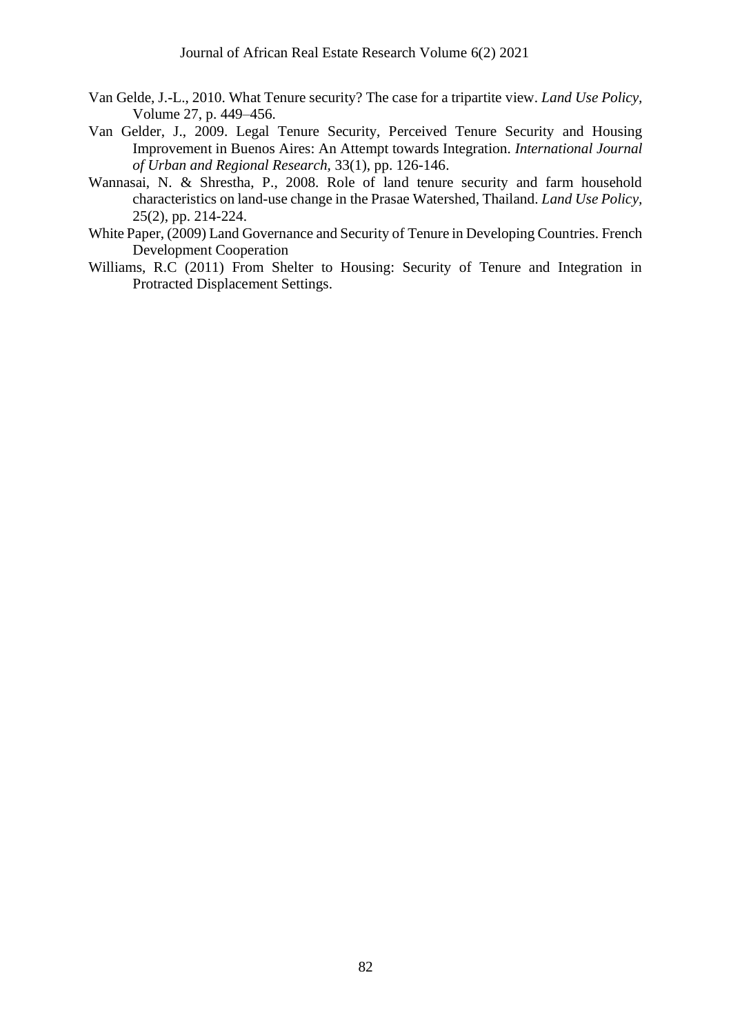Van Gelde, J.-L., 2010. What Tenure security? The case for a tripartite view. *Land Use Policy,* Volume 27, p. 449–456.

Van Gelder, J., 2009. Legal Tenure Security, Perceived Tenure Security and Housing Improvement in Buenos Aires: An Attempt towards Integration. *International Journal of Urban and Regional Research,* 33(1), pp. 126-146.

Wannasai, N. & Shrestha, P., 2008. Role of land tenure security and farm household characteristics on land-use change in the Prasae Watershed, Thailand. *Land Use Policy,* 25(2), pp. 214-224.

White Paper, (2009) Land Governance and Security of Tenure in Developing Countries. French Development Cooperation

Williams, R.C (2011) From Shelter to Housing: Security of Tenure and Integration in Protracted Displacement Settings.